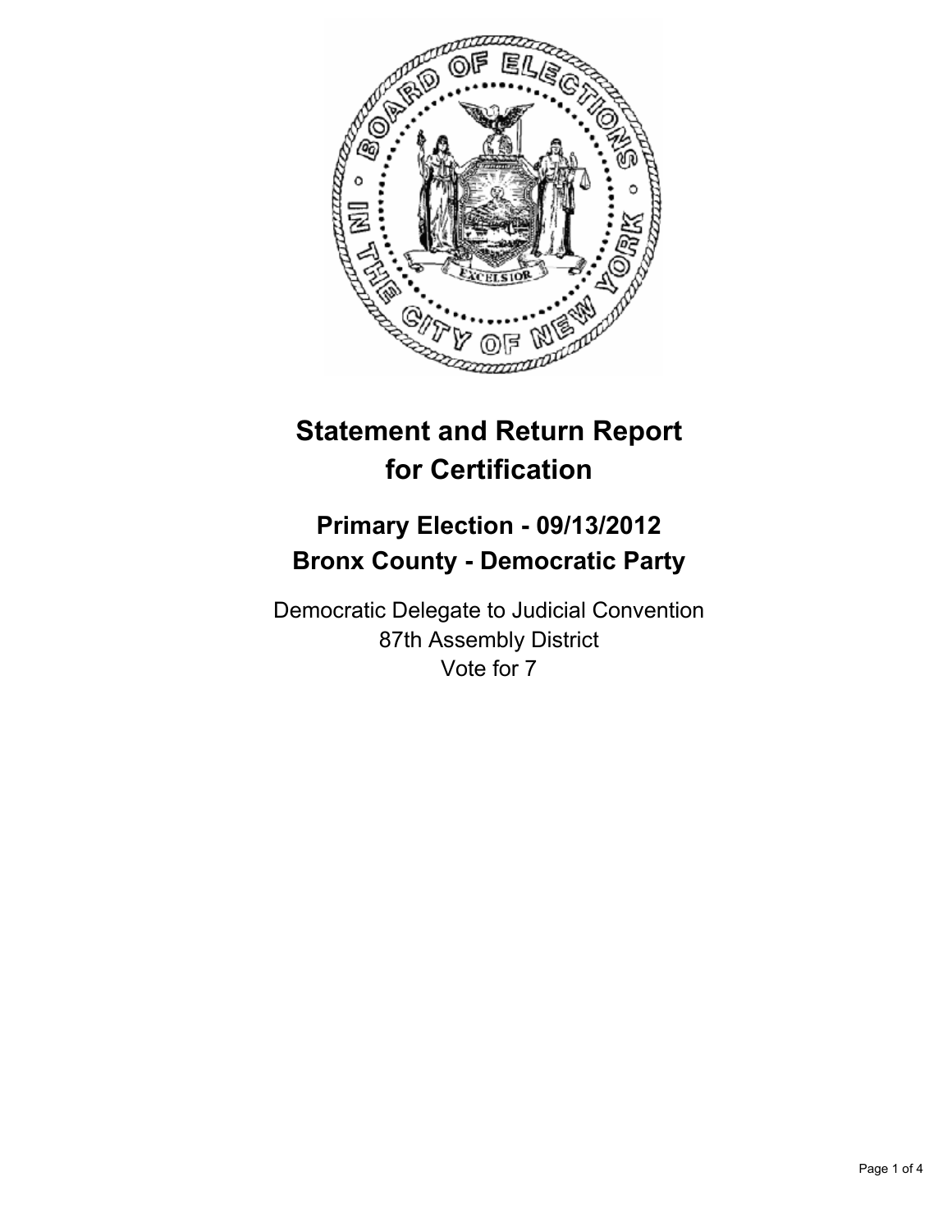# Statement and Return Report for Certification

## Primary Election - 09/13/2012
## Bronx County - Democratic Party

Democratic Delegate to Judicial Convention
87th Assembly District
Vote for 7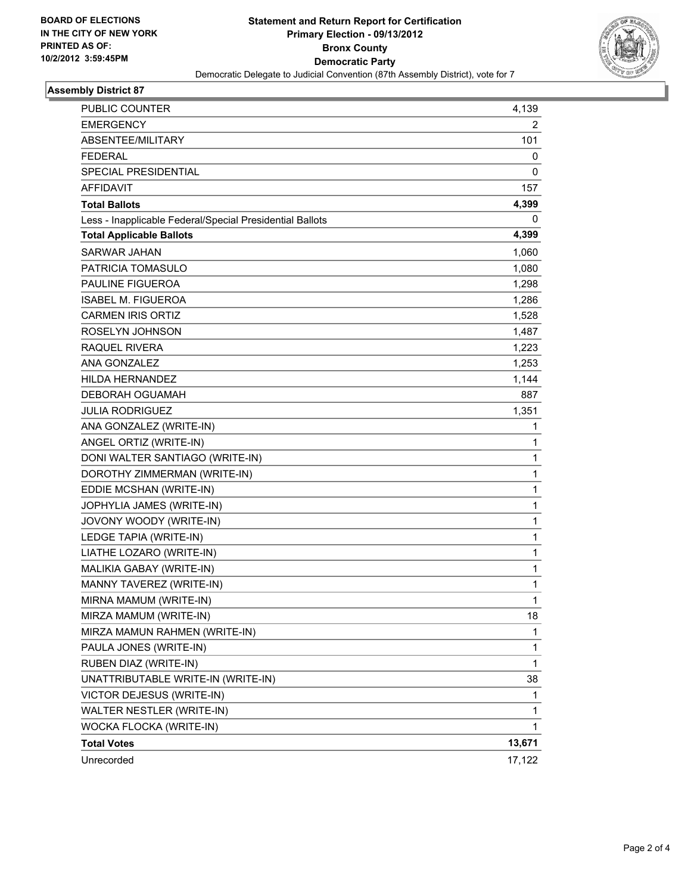BOARD OF ELECTIONS
IN THE CITY OF NEW YORK
PRINTED AS OF:
10/2/2012 3:59:45PM

# Statement and Return Report for Certification
## Primary Election - 09/13/2012
## Bronx County
## Democratic Party
Democratic Delegate to Judicial Convention (87th Assembly District), vote for 7

### Assembly District 87

| | |
|---|---|
| PUBLIC COUNTER | 4,139 |
| EMERGENCY | 2 |
| ABSENTEE/MILITARY | 101 |
| FEDERAL | 0 |
| SPECIAL PRESIDENTIAL | 0 |
| AFFIDAVIT | 157 |
| **Total Ballots** | **4,399** |
| Less - Inapplicable Federal/Special Presidential Ballots | 0 |
| **Total Applicable Ballots** | **4,399** |
| SARWAR JAHAN | 1,060 |
| PATRICIA TOMASULO | 1,080 |
| PAULINE FIGUEROA | 1,298 |
| ISABEL M. FIGUEROA | 1,286 |
| CARMEN IRIS ORTIZ | 1,528 |
| ROSELYN JOHNSON | 1,487 |
| RAQUEL RIVERA | 1,223 |
| ANA GONZALEZ | 1,253 |
| HILDA HERNANDEZ | 1,144 |
| DEBORAH OGUAMAH | 887 |
| JULIA RODRIGUEZ | 1,351 |
| ANA GONZALEZ (WRITE-IN) | 1 |
| ANGEL ORTIZ (WRITE-IN) | 1 |
| DONI WALTER SANTIAGO (WRITE-IN) | 1 |
| DOROTHY ZIMMERMAN (WRITE-IN) | 1 |
| EDDIE MCSHAN (WRITE-IN) | 1 |
| JOPHYLIA JAMES (WRITE-IN) | 1 |
| JOVONY WOODY (WRITE-IN) | 1 |
| LEDGE TAPIA (WRITE-IN) | 1 |
| LIATHE LOZARO (WRITE-IN) | 1 |
| MALIKIA GABAY (WRITE-IN) | 1 |
| MANNY TAVEREZ (WRITE-IN) | 1 |
| MIRNA MAMUM (WRITE-IN) | 1 |
| MIRZA MAMUM (WRITE-IN) | 18 |
| MIRZA MAMUN RAHMEN (WRITE-IN) | 1 |
| PAULA JONES (WRITE-IN) | 1 |
| RUBEN DIAZ (WRITE-IN) | 1 |
| UNATTRIBUTABLE WRITE-IN (WRITE-IN) | 38 |
| VICTOR DEJESUS (WRITE-IN) | 1 |
| WALTER NESTLER (WRITE-IN) | 1 |
| WOCKA FLOCKA (WRITE-IN) | 1 |
| **Total Votes** | **13,671** |
| Unrecorded | 17,122 |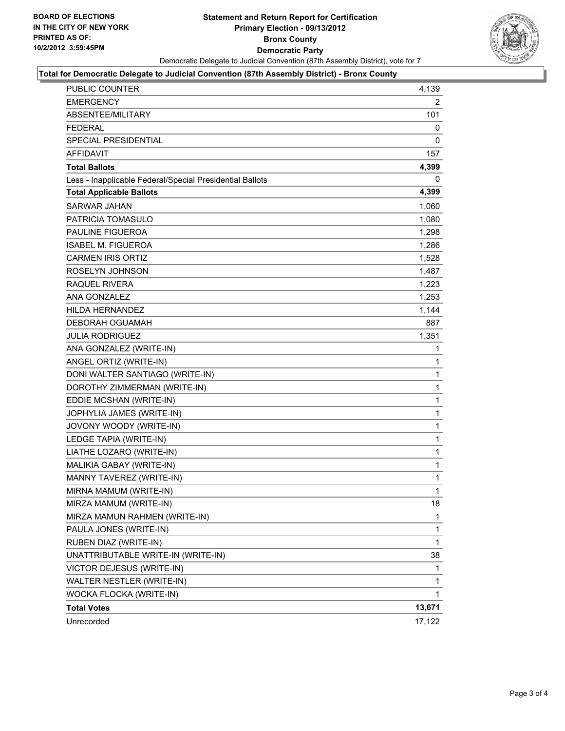BOARD OF ELECTIONS
IN THE CITY OF NEW YORK
PRINTED AS OF:
10/2/2012 3:59:45PM

# Statement and Return Report for Certification
## Primary Election - 09/13/2012
## Bronx County
## Democratic Party

Democratic Delegate to Judicial Convention (87th Assembly District), vote for 7

**Total for Democratic Delegate to Judicial Convention (87th Assembly District) - Bronx County**

| | |
|---|---|
| PUBLIC COUNTER | 4,139 |
| EMERGENCY | 2 |
| ABSENTEE/MILITARY | 101 |
| FEDERAL | 0 |
| SPECIAL PRESIDENTIAL | 0 |
| AFFIDAVIT | 157 |
| **Total Ballots** | **4,399** |
| Less - Inapplicable Federal/Special Presidential Ballots | 0 |
| **Total Applicable Ballots** | **4,399** |
| SARWAR JAHAN | 1,060 |
| PATRICIA TOMASULO | 1,080 |
| PAULINE FIGUEROA | 1,298 |
| ISABEL M. FIGUEROA | 1,286 |
| CARMEN IRIS ORTIZ | 1,528 |
| ROSELYN JOHNSON | 1,487 |
| RAQUEL RIVERA | 1,223 |
| ANA GONZALEZ | 1,253 |
| HILDA HERNANDEZ | 1,144 |
| DEBORAH OGUAMAH | 887 |
| JULIA RODRIGUEZ | 1,351 |
| ANA GONZALEZ (WRITE-IN) | 1 |
| ANGEL ORTIZ (WRITE-IN) | 1 |
| DONI WALTER SANTIAGO (WRITE-IN) | 1 |
| DOROTHY ZIMMERMAN (WRITE-IN) | 1 |
| EDDIE MCSHAN (WRITE-IN) | 1 |
| JOPHYLIA JAMES (WRITE-IN) | 1 |
| JOVONY WOODY (WRITE-IN) | 1 |
| LEDGE TAPIA (WRITE-IN) | 1 |
| LIATHE LOZARO (WRITE-IN) | 1 |
| MALIKIA GABAY (WRITE-IN) | 1 |
| MANNY TAVEREZ (WRITE-IN) | 1 |
| MIRNA MAMUM (WRITE-IN) | 1 |
| MIRZA MAMUM (WRITE-IN) | 18 |
| MIRZA MAMUN RAHMEN (WRITE-IN) | 1 |
| PAULA JONES (WRITE-IN) | 1 |
| RUBEN DIAZ (WRITE-IN) | 1 |
| UNATTRIBUTABLE WRITE-IN (WRITE-IN) | 38 |
| VICTOR DEJESUS (WRITE-IN) | 1 |
| WALTER NESTLER (WRITE-IN) | 1 |
| WOCKA FLOCKA (WRITE-IN) | 1 |
| **Total Votes** | **13,671** |
| Unrecorded | 17,122 |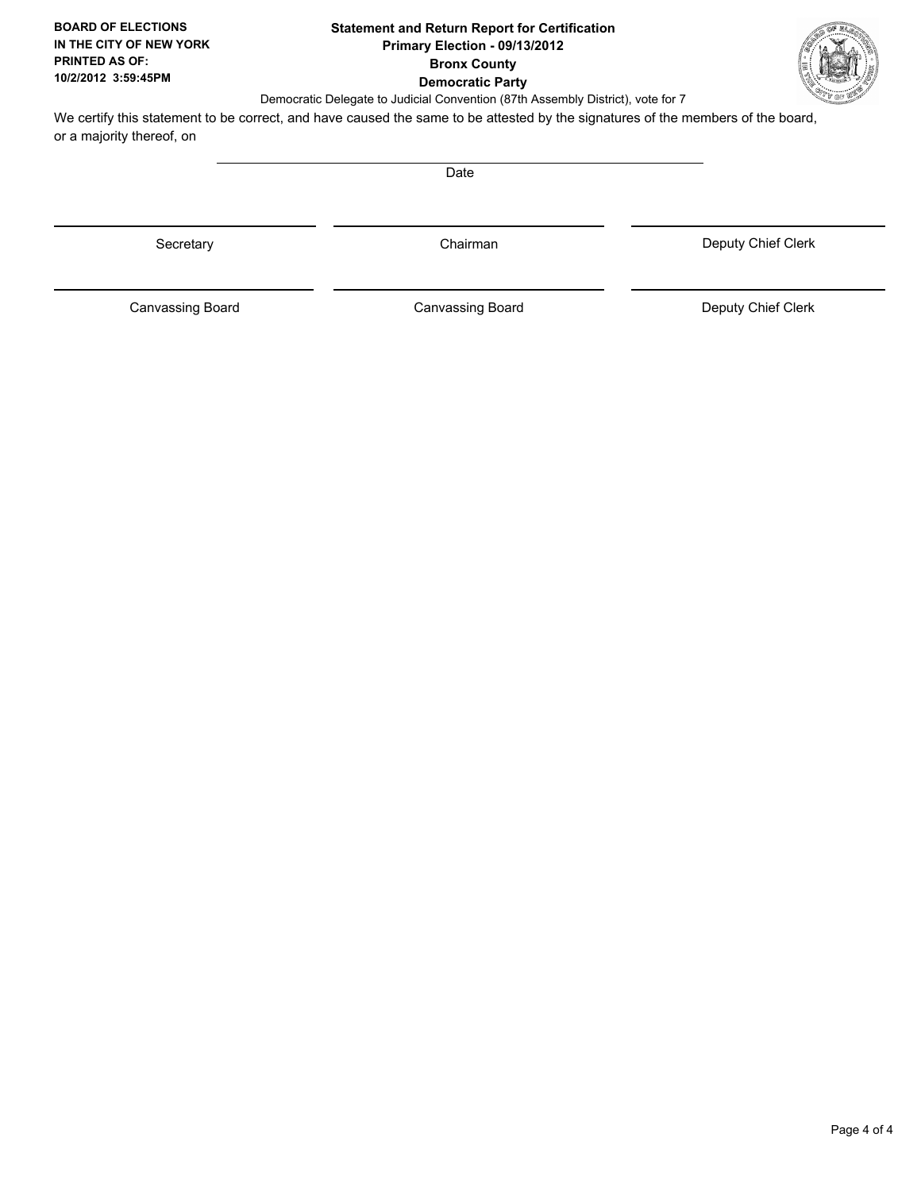**BOARD OF ELECTIONS**
**IN THE CITY OF NEW YORK**
**PRINTED AS OF:**
**10/2/2012 3:59:45PM**

**Statement and Return Report for Certification**
**Primary Election - 09/13/2012**
**Bronx County**
**Democratic Party**

Democratic Delegate to Judicial Convention (87th Assembly District), vote for 7

We certify this statement to be correct, and have caused the same to be attested by the signatures of the members of the board, or a majority thereof, on

Date

| Secretary | Chairman | Deputy Chief Clerk |
|---|---|---|
| Canvassing Board | Canvassing Board | Deputy Chief Clerk |